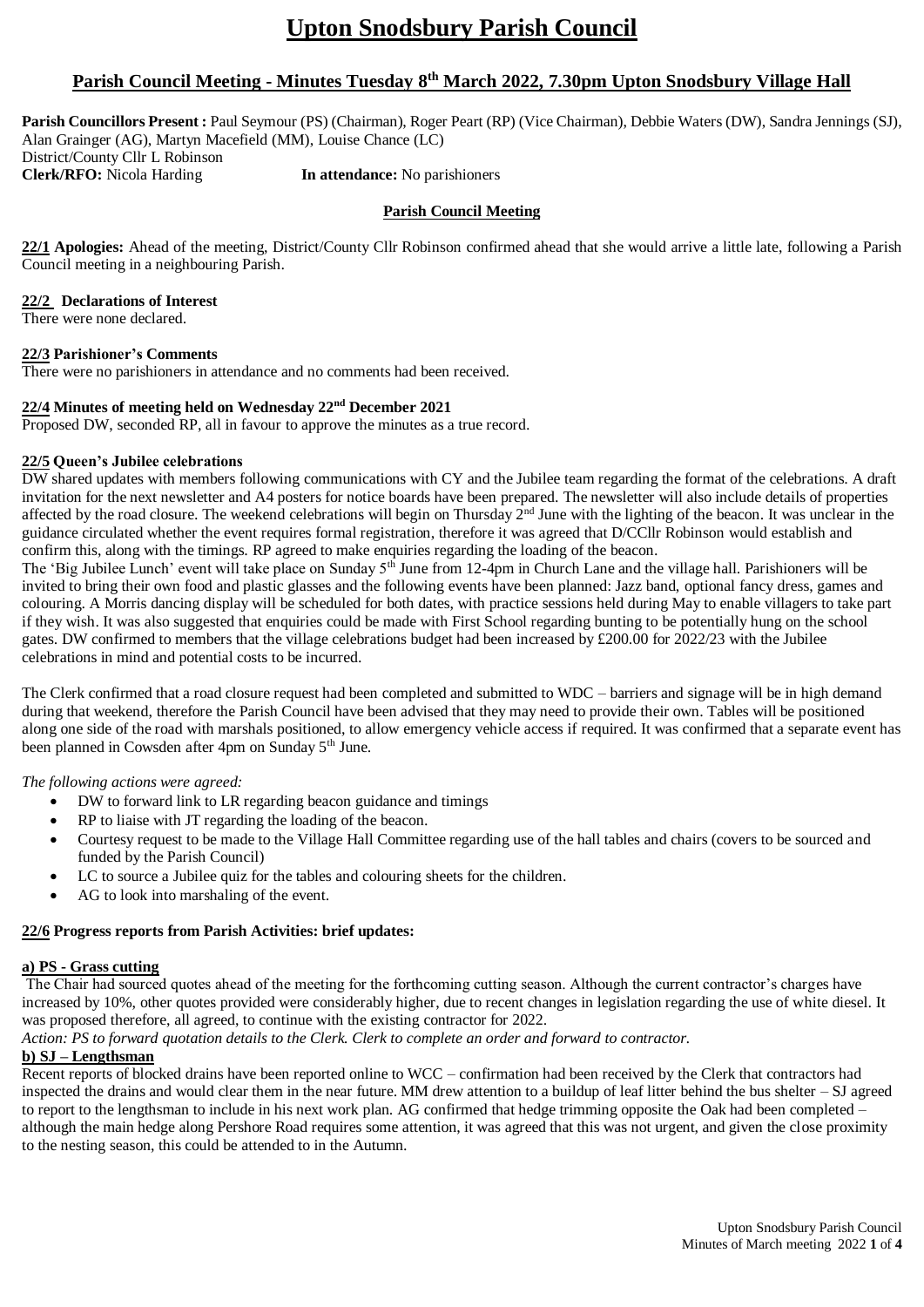# Upton Snodsbury Parish Council

## Parish Council Meeting - Minutes Tuesday 8th March 2022, 7.30pm Upton Snodsbury Village Hall

**Parish Councillors Present :** Paul Seymour (PS) (Chairman), Roger Peart (RP) (Vice Chairman), Debbie Waters (DW), Sandra Jennings (SJ), Alan Grainger (AG), Martyn Macefield (MM), Louise Chance (LC)
District/County Cllr L Robinson
**Clerk/RFO:** Nicola Harding **In attendance:** No parishioners

### Parish Council Meeting

**22/1 Apologies:** Ahead of the meeting, District/County Cllr Robinson confirmed ahead that she would arrive a little late, following a Parish Council meeting in a neighbouring Parish.

**22/2 Declarations of Interest**
There were none declared.

**22/3 Parishioner's Comments**
There were no parishioners in attendance and no comments had been received.

**22/4 Minutes of meeting held on Wednesday 22nd December 2021**
Proposed DW, seconded RP, all in favour to approve the minutes as a true record.

**22/5 Queen's Jubilee celebrations**
DW shared updates with members following communications with CY and the Jubilee team regarding the format of the celebrations. A draft invitation for the next newsletter and A4 posters for notice boards have been prepared. The newsletter will also include details of properties affected by the road closure. The weekend celebrations will begin on Thursday 2nd June with the lighting of the beacon. It was unclear in the guidance circulated whether the event requires formal registration, therefore it was agreed that D/CCllr Robinson would establish and confirm this, along with the timings. RP agreed to make enquiries regarding the loading of the beacon.
The 'Big Jubilee Lunch' event will take place on Sunday 5th June from 12-4pm in Church Lane and the village hall. Parishioners will be invited to bring their own food and plastic glasses and the following events have been planned: Jazz band, optional fancy dress, games and colouring. A Morris dancing display will be scheduled for both dates, with practice sessions held during May to enable villagers to take part if they wish. It was also suggested that enquiries could be made with First School regarding bunting to be potentially hung on the school gates. DW confirmed to members that the village celebrations budget had been increased by £200.00 for 2022/23 with the Jubilee celebrations in mind and potential costs to be incurred.

The Clerk confirmed that a road closure request had been completed and submitted to WDC – barriers and signage will be in high demand during that weekend, therefore the Parish Council have been advised that they may need to provide their own. Tables will be positioned along one side of the road with marshals positioned, to allow emergency vehicle access if required. It was confirmed that a separate event has been planned in Cowsden after 4pm on Sunday 5th June.

*The following actions were agreed:*

- DW to forward link to LR regarding beacon guidance and timings
- RP to liaise with JT regarding the loading of the beacon.
- Courtesy request to be made to the Village Hall Committee regarding use of the hall tables and chairs (covers to be sourced and funded by the Parish Council)
- LC to source a Jubilee quiz for the tables and colouring sheets for the children.
- AG to look into marshaling of the event.

**22/6 Progress reports from Parish Activities: brief updates:**

**a) PS - Grass cutting**
The Chair had sourced quotes ahead of the meeting for the forthcoming cutting season. Although the current contractor's charges have increased by 10%, other quotes provided were considerably higher, due to recent changes in legislation regarding the use of white diesel. It was proposed therefore, all agreed, to continue with the existing contractor for 2022.
*Action: PS to forward quotation details to the Clerk. Clerk to complete an order and forward to contractor.*

**b) SJ – Lengthsman**
Recent reports of blocked drains have been reported online to WCC – confirmation had been received by the Clerk that contractors had inspected the drains and would clear them in the near future. MM drew attention to a buildup of leaf litter behind the bus shelter – SJ agreed to report to the lengthsman to include in his next work plan. AG confirmed that hedge trimming opposite the Oak had been completed – although the main hedge along Pershore Road requires some attention, it was agreed that this was not urgent, and given the close proximity to the nesting season, this could be attended to in the Autumn.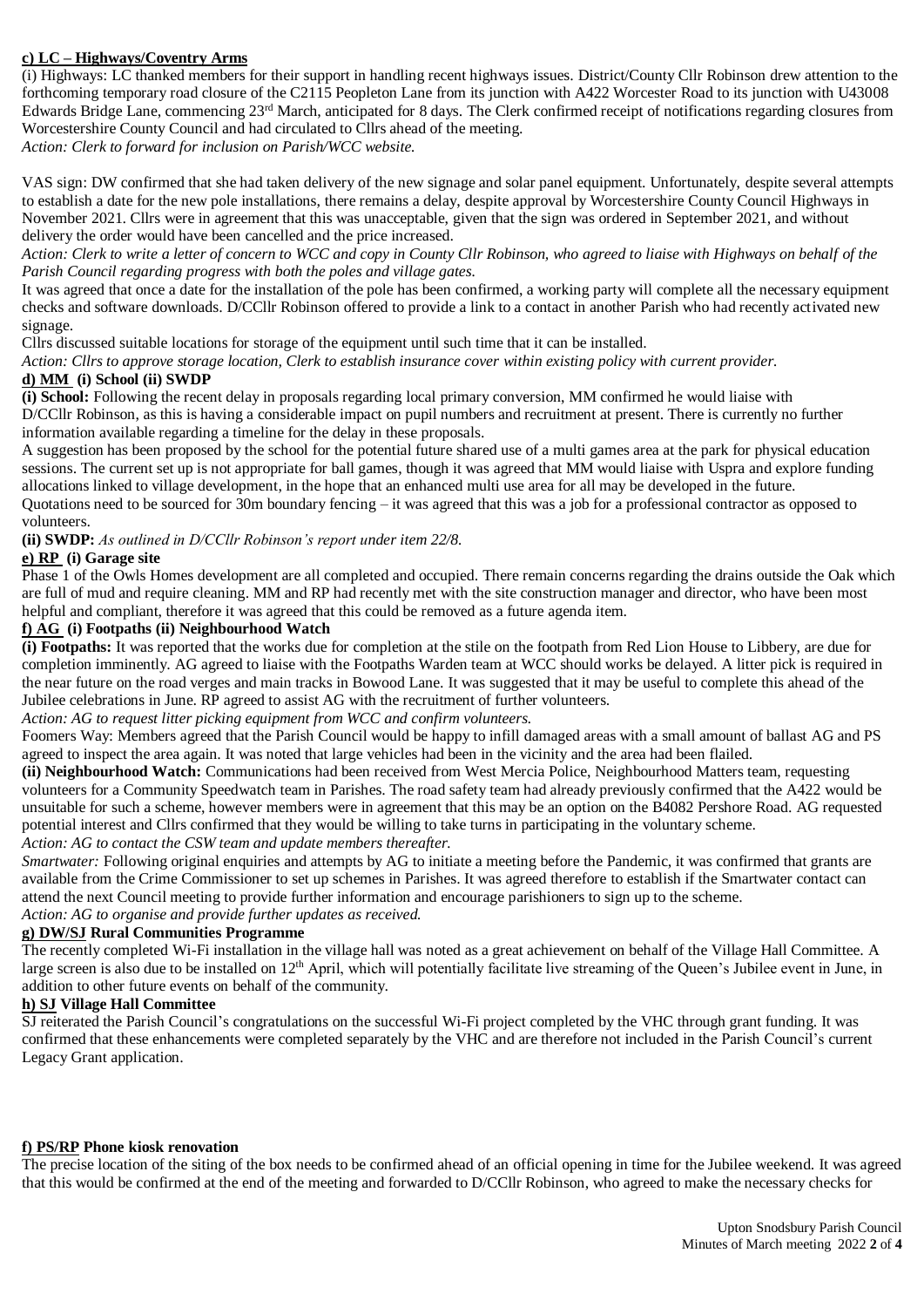**c) LC – Highways/Coventry Arms**

(i) Highways: LC thanked members for their support in handling recent highways issues. District/County Cllr Robinson drew attention to the forthcoming temporary road closure of the C2115 Peopleton Lane from its junction with A422 Worcester Road to its junction with U43008 Edwards Bridge Lane, commencing 23rd March, anticipated for 8 days. The Clerk confirmed receipt of notifications regarding closures from Worcestershire County Council and had circulated to Cllrs ahead of the meeting.

*Action: Clerk to forward for inclusion on Parish/WCC website.*

VAS sign: DW confirmed that she had taken delivery of the new signage and solar panel equipment. Unfortunately, despite several attempts to establish a date for the new pole installations, there remains a delay, despite approval by Worcestershire County Council Highways in November 2021. Cllrs were in agreement that this was unacceptable, given that the sign was ordered in September 2021, and without delivery the order would have been cancelled and the price increased.

*Action: Clerk to write a letter of concern to WCC and copy in County Cllr Robinson, who agreed to liaise with Highways on behalf of the Parish Council regarding progress with both the poles and village gates.*

It was agreed that once a date for the installation of the pole has been confirmed, a working party will complete all the necessary equipment checks and software downloads. D/CCllr Robinson offered to provide a link to a contact in another Parish who had recently activated new signage.

Cllrs discussed suitable locations for storage of the equipment until such time that it can be installed.

*Action: Cllrs to approve storage location, Clerk to establish insurance cover within existing policy with current provider.*

**d) MM (i) School (ii) SWDP**

**(i) School:** Following the recent delay in proposals regarding local primary conversion, MM confirmed he would liaise with D/CCllr Robinson, as this is having a considerable impact on pupil numbers and recruitment at present. There is currently no further information available regarding a timeline for the delay in these proposals.

A suggestion has been proposed by the school for the potential future shared use of a multi games area at the park for physical education sessions. The current set up is not appropriate for ball games, though it was agreed that MM would liaise with Uspra and explore funding allocations linked to village development, in the hope that an enhanced multi use area for all may be developed in the future.

Quotations need to be sourced for 30m boundary fencing – it was agreed that this was a job for a professional contractor as opposed to volunteers.

**(ii) SWDP:** *As outlined in D/CCllr Robinson's report under item 22/8.*

**e) RP (i) Garage site**

Phase 1 of the Owls Homes development are all completed and occupied. There remain concerns regarding the drains outside the Oak which are full of mud and require cleaning. MM and RP had recently met with the site construction manager and director, who have been most helpful and compliant, therefore it was agreed that this could be removed as a future agenda item.

**f) AG (i) Footpaths (ii) Neighbourhood Watch**

**(i) Footpaths:** It was reported that the works due for completion at the stile on the footpath from Red Lion House to Libbery, are due for completion imminently. AG agreed to liaise with the Footpaths Warden team at WCC should works be delayed. A litter pick is required in the near future on the road verges and main tracks in Bowood Lane. It was suggested that it may be useful to complete this ahead of the Jubilee celebrations in June. RP agreed to assist AG with the recruitment of further volunteers.

*Action: AG to request litter picking equipment from WCC and confirm volunteers.*

Foomers Way: Members agreed that the Parish Council would be happy to infill damaged areas with a small amount of ballast AG and PS agreed to inspect the area again. It was noted that large vehicles had been in the vicinity and the area had been flailed.

**(ii) Neighbourhood Watch:** Communications had been received from West Mercia Police, Neighbourhood Matters team, requesting volunteers for a Community Speedwatch team in Parishes. The road safety team had already previously confirmed that the A422 would be unsuitable for such a scheme, however members were in agreement that this may be an option on the B4082 Pershore Road. AG requested potential interest and Cllrs confirmed that they would be willing to take turns in participating in the voluntary scheme.

*Action: AG to contact the CSW team and update members thereafter.*

*Smartwater:* Following original enquiries and attempts by AG to initiate a meeting before the Pandemic, it was confirmed that grants are available from the Crime Commissioner to set up schemes in Parishes. It was agreed therefore to establish if the Smartwater contact can attend the next Council meeting to provide further information and encourage parishioners to sign up to the scheme.

*Action: AG to organise and provide further updates as received.*

**g) DW/SJ Rural Communities Programme**

The recently completed Wi-Fi installation in the village hall was noted as a great achievement on behalf of the Village Hall Committee. A large screen is also due to be installed on 12th April, which will potentially facilitate live streaming of the Queen's Jubilee event in June, in addition to other future events on behalf of the community.

**h) SJ Village Hall Committee**

SJ reiterated the Parish Council's congratulations on the successful Wi-Fi project completed by the VHC through grant funding. It was confirmed that these enhancements were completed separately by the VHC and are therefore not included in the Parish Council's current Legacy Grant application.

**f) PS/RP Phone kiosk renovation**

The precise location of the siting of the box needs to be confirmed ahead of an official opening in time for the Jubilee weekend. It was agreed that this would be confirmed at the end of the meeting and forwarded to D/CCllr Robinson, who agreed to make the necessary checks for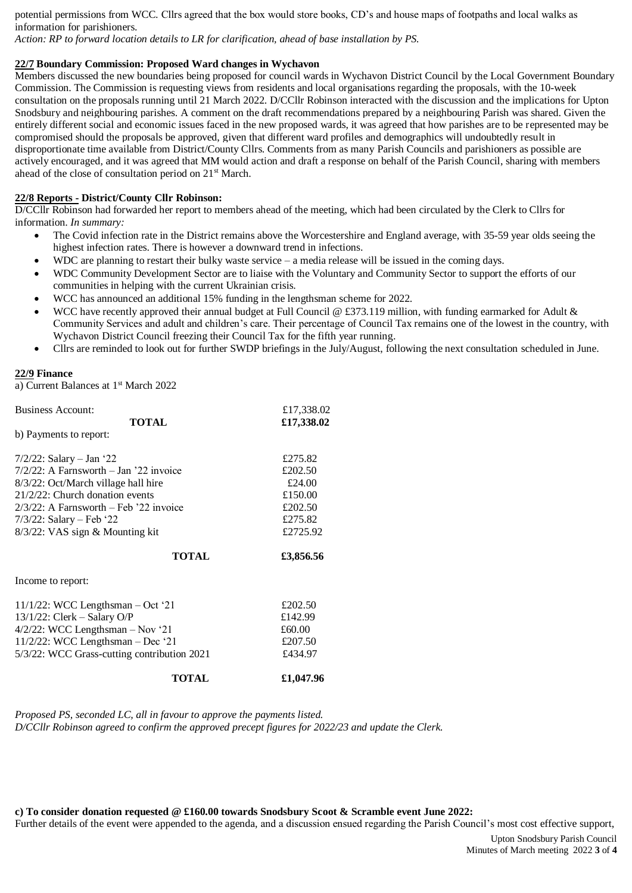potential permissions from WCC. Cllrs agreed that the box would store books, CD's and house maps of footpaths and local walks as information for parishioners.
*Action: RP to forward location details to LR for clarification, ahead of base installation by PS.*

**22/7 Boundary Commission: Proposed Ward changes in Wychavon**

Members discussed the new boundaries being proposed for council wards in Wychavon District Council by the Local Government Boundary Commission. The Commission is requesting views from residents and local organisations regarding the proposals, with the 10-week consultation on the proposals running until 21 March 2022. D/CCllr Robinson interacted with the discussion and the implications for Upton Snodsbury and neighbouring parishes. A comment on the draft recommendations prepared by a neighbouring Parish was shared. Given the entirely different social and economic issues faced in the new proposed wards, it was agreed that how parishes are to be represented may be compromised should the proposals be approved, given that different ward profiles and demographics will undoubtedly result in disproportionate time available from District/County Cllrs. Comments from as many Parish Councils and parishioners as possible are actively encouraged, and it was agreed that MM would action and draft a response on behalf of the Parish Council, sharing with members ahead of the close of consultation period on 21st March.

**22/8 Reports - District/County Cllr Robinson:**

D/CCllr Robinson had forwarded her report to members ahead of the meeting, which had been circulated by the Clerk to Cllrs for information. *In summary:*

- The Covid infection rate in the District remains above the Worcestershire and England average, with 35-59 year olds seeing the highest infection rates. There is however a downward trend in infections.
- WDC are planning to restart their bulky waste service – a media release will be issued in the coming days.
- WDC Community Development Sector are to liaise with the Voluntary and Community Sector to support the efforts of our communities in helping with the current Ukrainian crisis.
- WCC has announced an additional 15% funding in the lengthsman scheme for 2022.
- WCC have recently approved their annual budget at Full Council @ £373.119 million, with funding earmarked for Adult & Community Services and adult and children's care. Their percentage of Council Tax remains one of the lowest in the country, with Wychavon District Council freezing their Council Tax for the fifth year running.
- Cllrs are reminded to look out for further SWDP briefings in the July/August, following the next consultation scheduled in June.

**22/9 Finance**

a) Current Balances at 1st March 2022

| | |
|---|---|
| Business Account: | £17,338.02 |
| **TOTAL** | **£17,338.02** |

b) Payments to report:

| | |
|---|---|
| 7/2/22: Salary – Jan '22 | £275.82 |
| 7/2/22: A Farnsworth – Jan '22 invoice | £202.50 |
| 8/3/22: Oct/March village hall hire | £24.00 |
| 21/2/22: Church donation events | £150.00 |
| 2/3/22: A Farnsworth – Feb '22 invoice | £202.50 |
| 7/3/22: Salary – Feb '22 | £275.82 |
| 8/3/22: VAS sign & Mounting kit | £2725.92 |
| **TOTAL** | **£3,856.56** |

Income to report:

| | |
|---|---|
| 11/1/22: WCC Lengthsman – Oct '21 | £202.50 |
| 13/1/22: Clerk – Salary O/P | £142.99 |
| 4/2/22: WCC Lengthsman – Nov '21 | £60.00 |
| 11/2/22: WCC Lengthsman – Dec '21 | £207.50 |
| 5/3/22: WCC Grass-cutting contribution 2021 | £434.97 |
| **TOTAL** | **£1,047.96** |

*Proposed PS, seconded LC, all in favour to approve the payments listed.*
*D/CCllr Robinson agreed to confirm the approved precept figures for 2022/23 and update the Clerk.*

**c) To consider donation requested @ £160.00 towards Snodsbury Scoot & Scramble event June 2022:**

Further details of the event were appended to the agenda, and a discussion ensued regarding the Parish Council's most cost effective support,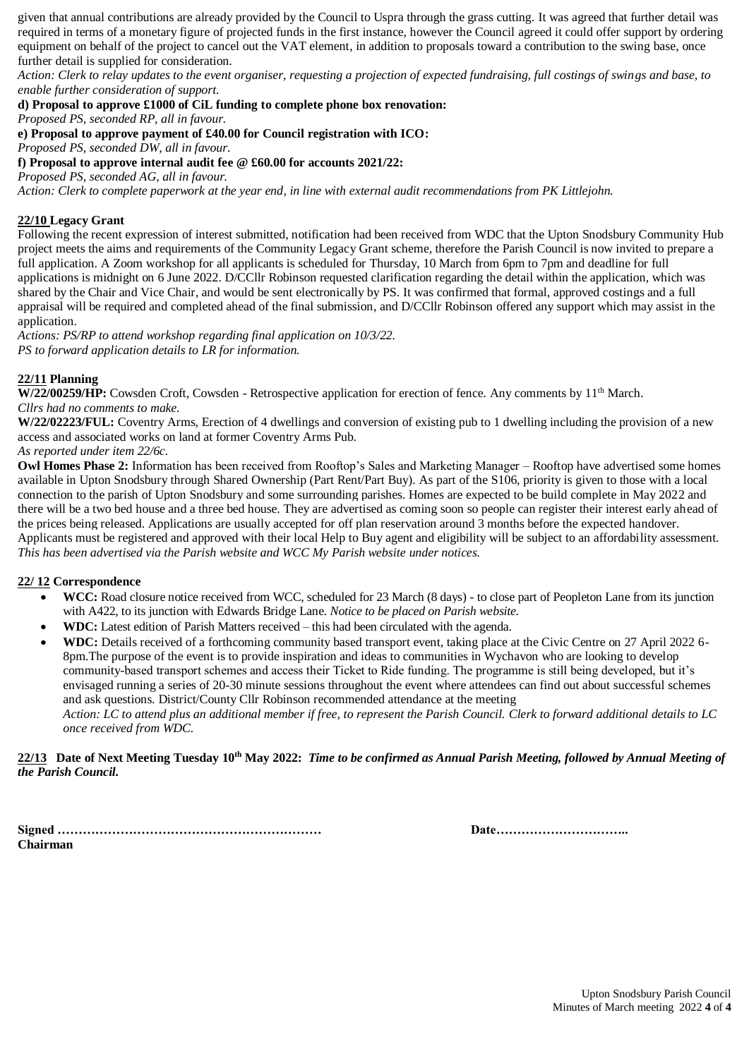given that annual contributions are already provided by the Council to Uspra through the grass cutting. It was agreed that further detail was required in terms of a monetary figure of projected funds in the first instance, however the Council agreed it could offer support by ordering equipment on behalf of the project to cancel out the VAT element, in addition to proposals toward a contribution to the swing base, once further detail is supplied for consideration.

*Action: Clerk to relay updates to the event organiser, requesting a projection of expected fundraising, full costings of swings and base, to enable further consideration of support.*

**d) Proposal to approve £1000 of CiL funding to complete phone box renovation:**

*Proposed PS, seconded RP, all in favour.*

**e) Proposal to approve payment of £40.00 for Council registration with ICO:**

*Proposed PS, seconded DW, all in favour.*

**f) Proposal to approve internal audit fee @ £60.00 for accounts 2021/22:**

*Proposed PS, seconded AG, all in favour.*

*Action: Clerk to complete paperwork at the year end, in line with external audit recommendations from PK Littlejohn.*

## 22/10 Legacy Grant

Following the recent expression of interest submitted, notification had been received from WDC that the Upton Snodsbury Community Hub project meets the aims and requirements of the Community Legacy Grant scheme, therefore the Parish Council is now invited to prepare a full application. A Zoom workshop for all applicants is scheduled for Thursday, 10 March from 6pm to 7pm and deadline for full applications is midnight on 6 June 2022. D/CCllr Robinson requested clarification regarding the detail within the application, which was shared by the Chair and Vice Chair, and would be sent electronically by PS. It was confirmed that formal, approved costings and a full appraisal will be required and completed ahead of the final submission, and D/CCllr Robinson offered any support which may assist in the application.

*Actions: PS/RP to attend workshop regarding final application on 10/3/22.*

*PS to forward application details to LR for information.*

## 22/11 Planning

**W/22/00259/HP:** Cowsden Croft, Cowsden - Retrospective application for erection of fence. Any comments by 11th March.

*Cllrs had no comments to make.*

**W/22/02223/FUL:** Coventry Arms, Erection of 4 dwellings and conversion of existing pub to 1 dwelling including the provision of a new access and associated works on land at former Coventry Arms Pub.

*As reported under item 22/6c.*

**Owl Homes Phase 2:** Information has been received from Rooftop's Sales and Marketing Manager – Rooftop have advertised some homes available in Upton Snodsbury through Shared Ownership (Part Rent/Part Buy). As part of the S106, priority is given to those with a local connection to the parish of Upton Snodsbury and some surrounding parishes. Homes are expected to be build complete in May 2022 and there will be a two bed house and a three bed house. They are advertised as coming soon so people can register their interest early ahead of the prices being released. Applications are usually accepted for off plan reservation around 3 months before the expected handover. Applicants must be registered and approved with their local Help to Buy agent and eligibility will be subject to an affordability assessment. *This has been advertised via the Parish website and WCC My Parish website under notices.*

## 22/ 12 Correspondence

- **WCC:** Road closure notice received from WCC, scheduled for 23 March (8 days) - to close part of Peopleton Lane from its junction with A422, to its junction with Edwards Bridge Lane. *Notice to be placed on Parish website.*
- **WDC:** Latest edition of Parish Matters received – this had been circulated with the agenda.
- **WDC:** Details received of a forthcoming community based transport event, taking place at the Civic Centre on 27 April 2022 6-8pm.The purpose of the event is to provide inspiration and ideas to communities in Wychavon who are looking to develop community-based transport schemes and access their Ticket to Ride funding. The programme is still being developed, but it's envisaged running a series of 20-30 minute sessions throughout the event where attendees can find out about successful schemes and ask questions. District/County Cllr Robinson recommended attendance at the meeting

  *Action: LC to attend plus an additional member if free, to represent the Parish Council. Clerk to forward additional details to LC once received from WDC.*

**22/13 Date of Next Meeting Tuesday 10th May 2022:** ***Time to be confirmed as Annual Parish Meeting, followed by Annual Meeting of the Parish Council.***

**Signed ………………………………………………………** **Date…………………………..**

**Chairman**